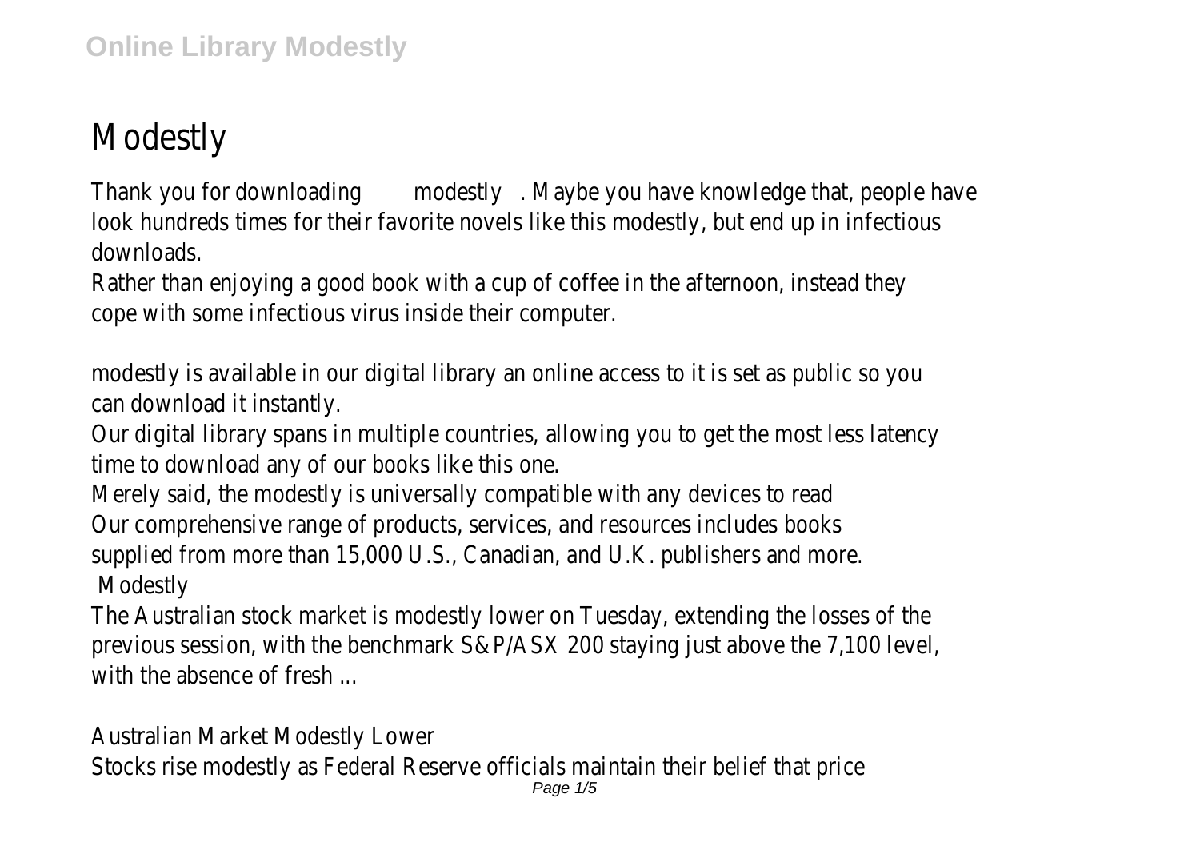# Modestly

Thank you for downloading modestly. Maybe you have knowledge that, people have look hundreds times for their favorite novels like this modestly, but end up in infectious downloads.

Rather than enjoying a good book with a cup of coffee in the afternoon, instead they cope with some infectious virus inside their computer.

modestly is available in our digital library an online access to it is set as public so you can download it instantly.

Our digital library spans in multiple countries, allowing you to get the most less latency time to download any of our books like this one.

Merely said, the modestly is universally compatible with any devices to read

Our comprehensive range of products, services, and resources includes books supplied from more than 15,000 U.S., Canadian, and U.K. publishers and more.

Modestly

The Australian stock market is modestly lower on Tuesday, extending the losses of the previous session, with the benchmark S&P/ASX 200 staying just above the 7,100 level, with the absence of fresh ...

Australian Market Modestly Lower

Stocks rise modestly as Federal Reserve officials maintain their belief that price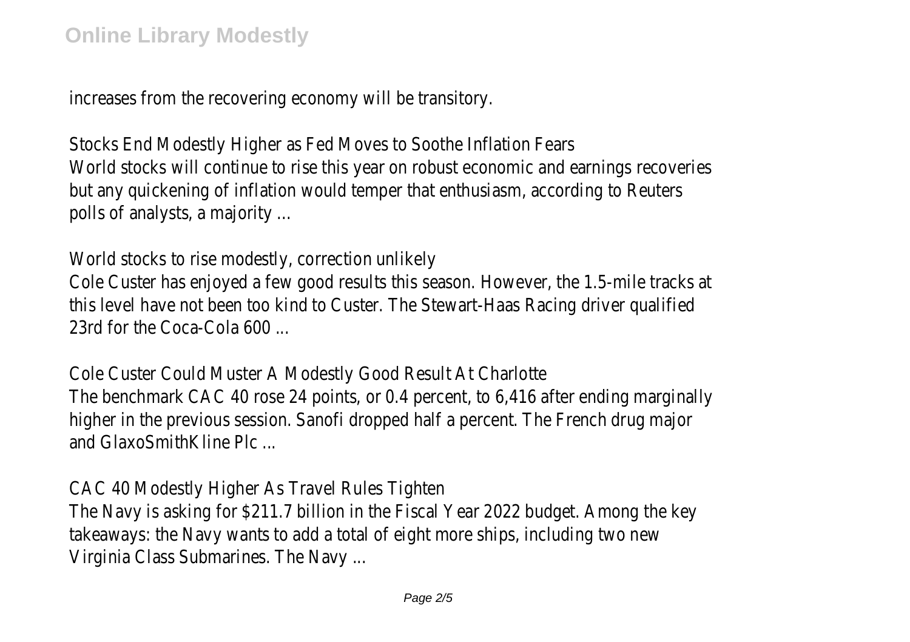increases from the recovering economy will be transitory.

Stocks End Modestly Higher as Fed Moves to Soothe Inflation Fears
World stocks will continue to rise this year on robust economic and earnings recoveries but any quickening of inflation would temper that enthusiasm, according to Reuters polls of analysts, a majority ...

World stocks to rise modestly, correction unlikely
Cole Custer has enjoyed a few good results this season. However, the 1.5-mile tracks at this level have not been too kind to Custer. The Stewart-Haas Racing driver qualified 23rd for the Coca-Cola 600 ...

Cole Custer Could Muster A Modestly Good Result At Charlotte
The benchmark CAC 40 rose 24 points, or 0.4 percent, to 6,416 after ending marginally higher in the previous session. Sanofi dropped half a percent. The French drug major and GlaxoSmithKline Plc ...

CAC 40 Modestly Higher As Travel Rules Tighten
The Navy is asking for $211.7 billion in the Fiscal Year 2022 budget. Among the key takeaways: the Navy wants to add a total of eight more ships, including two new Virginia Class Submarines. The Navy ...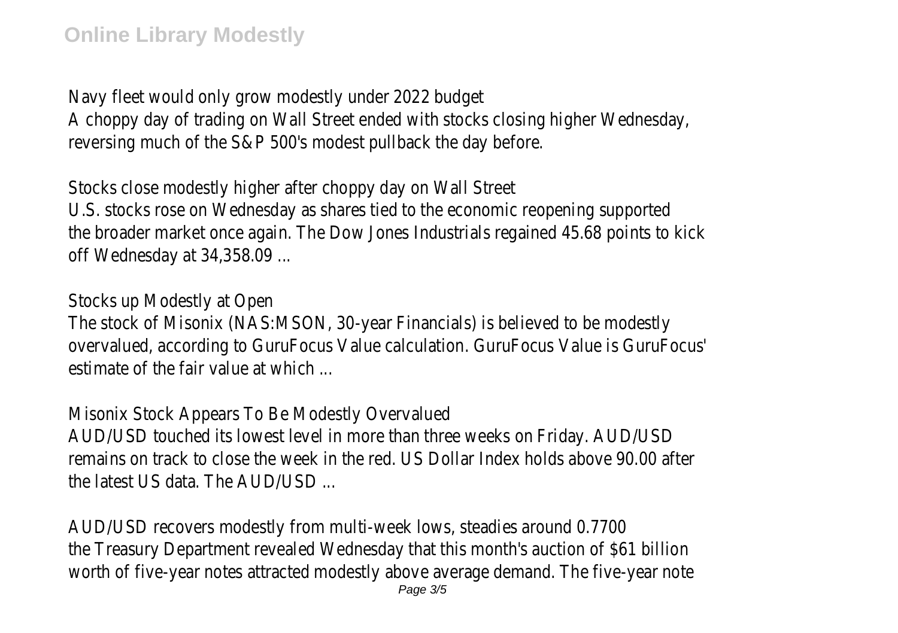Navy fleet would only grow modestly under 2022 budget
A choppy day of trading on Wall Street ended with stocks closing higher Wednesday, reversing much of the S&P 500's modest pullback the day before.

Stocks close modestly higher after choppy day on Wall Street
U.S. stocks rose on Wednesday as shares tied to the economic reopening supported the broader market once again. The Dow Jones Industrials regained 45.68 points to kick off Wednesday at 34,358.09 ...

Stocks up Modestly at Open
The stock of Misonix (NAS:MSON, 30-year Financials) is believed to be modestly overvalued, according to GuruFocus Value calculation. GuruFocus Value is GuruFocus' estimate of the fair value at which ...

Misonix Stock Appears To Be Modestly Overvalued
AUD/USD touched its lowest level in more than three weeks on Friday. AUD/USD remains on track to close the week in the red. US Dollar Index holds above 90.00 after the latest US data. The AUD/USD ...

AUD/USD recovers modestly from multi-week lows, steadies around 0.7700
the Treasury Department revealed Wednesday that this month's auction of $61 billion worth of five-year notes attracted modestly above average demand. The five-year note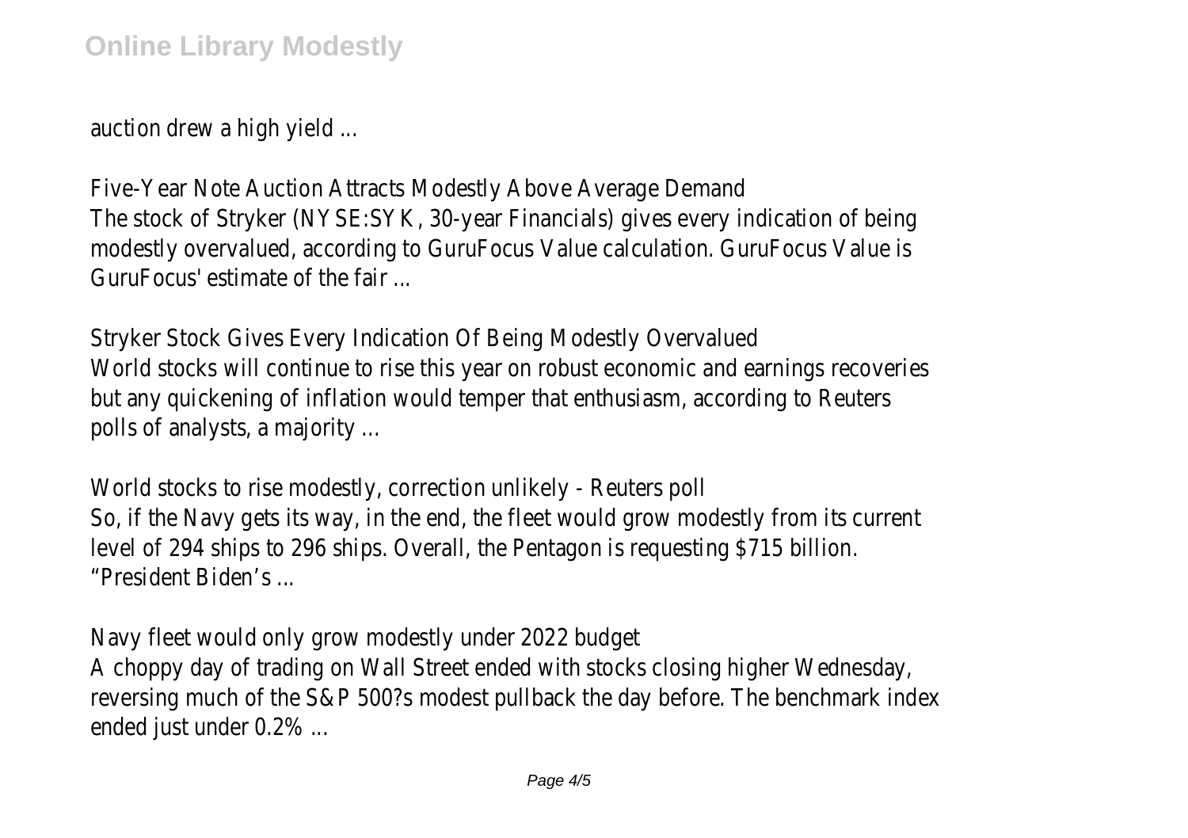auction drew a high yield ...

Five-Year Note Auction Attracts Modestly Above Average Demand
The stock of Stryker (NYSE:SYK, 30-year Financials) gives every indication of being modestly overvalued, according to GuruFocus Value calculation. GuruFocus Value is GuruFocus' estimate of the fair ...

Stryker Stock Gives Every Indication Of Being Modestly Overvalued
World stocks will continue to rise this year on robust economic and earnings recoveries but any quickening of inflation would temper that enthusiasm, according to Reuters polls of analysts, a majority ...

World stocks to rise modestly, correction unlikely - Reuters poll
So, if the Navy gets its way, in the end, the fleet would grow modestly from its current level of 294 ships to 296 ships. Overall, the Pentagon is requesting $715 billion. "President Biden's ...

Navy fleet would only grow modestly under 2022 budget
A choppy day of trading on Wall Street ended with stocks closing higher Wednesday, reversing much of the S&P 500?s modest pullback the day before. The benchmark index ended just under 0.2% ...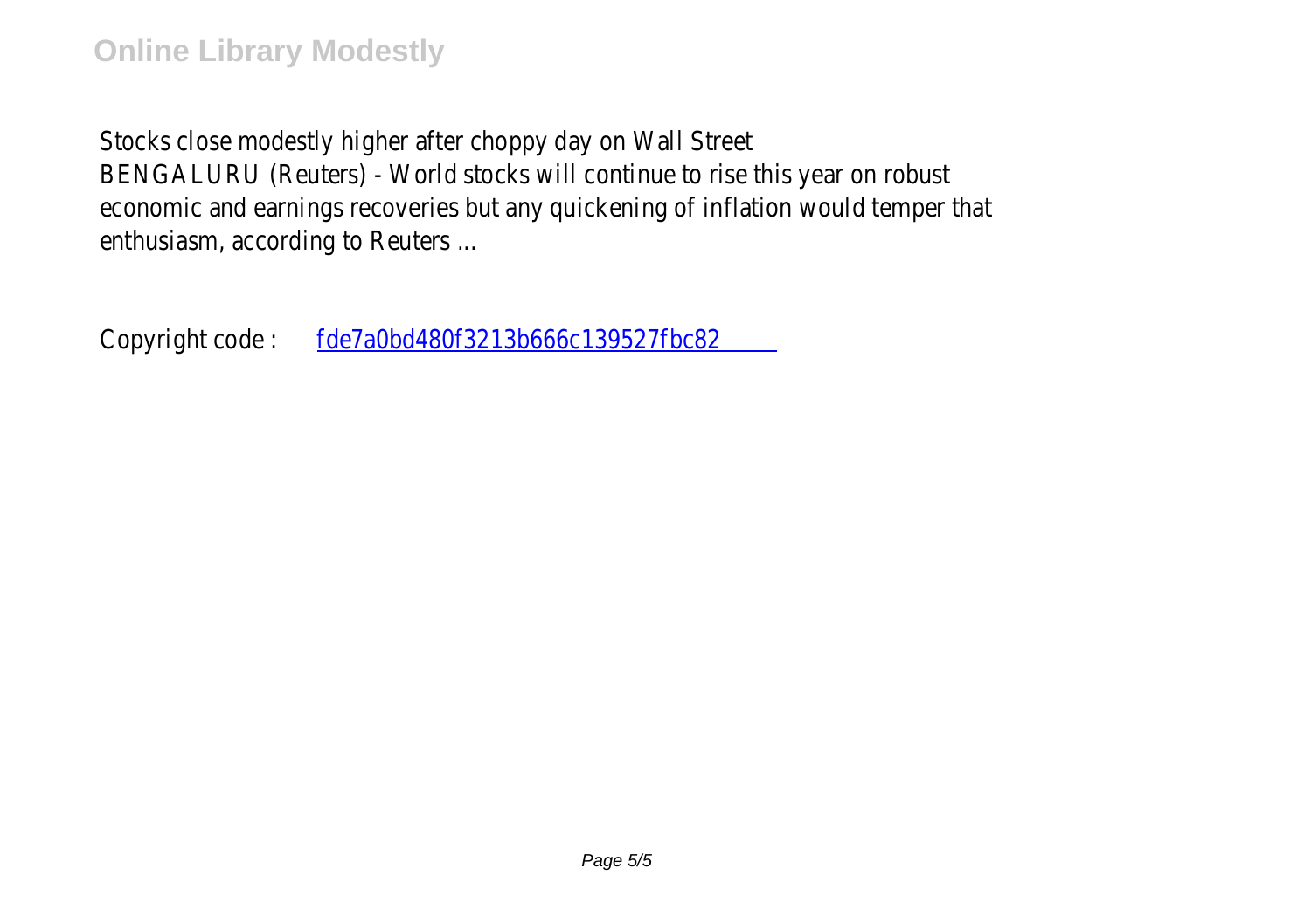Stocks close modestly higher after choppy day on Wall Street

BENGALURU (Reuters) - World stocks will continue to rise this year on robust economic and earnings recoveries but any quickening of inflation would temper that enthusiasm, according to Reuters ...

Copyright code : fde7a0bd480f3213b666c139527fbc82